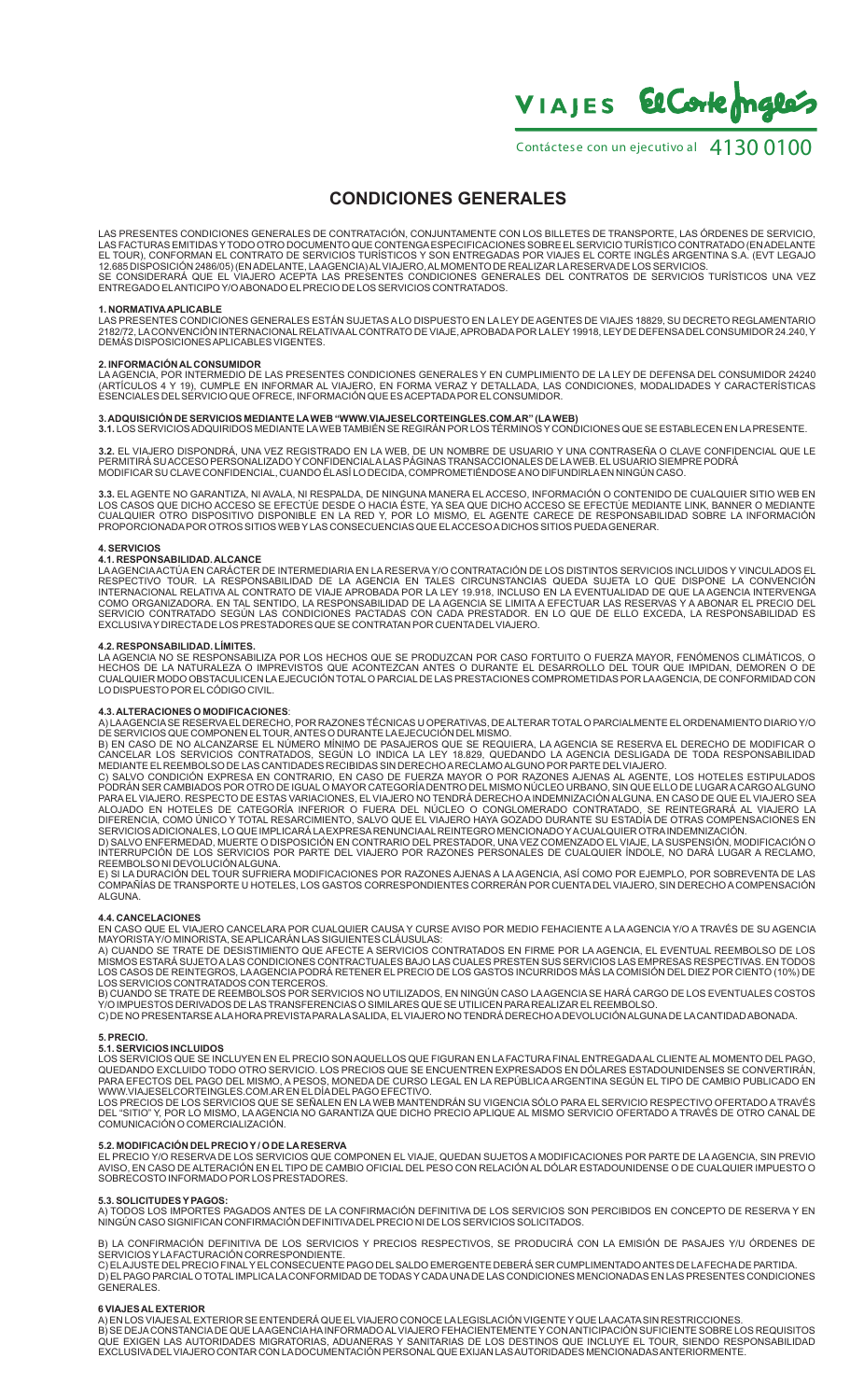VIAJES El Corte Inglés

Contáctese con un ejecutivo al 4130 0100

# CONDICIONES GENERALES

LAS PRESENTES CONDICIONES GENERALES DE CONTRATACIÓN, CONJUNTAMENTE CON LOS BILLETES DE TRANSPORTE, LAS ÓRDENES DE SERVICIO, LAS FACTURAS EMITIDAS Y TODO OTRO DOCUMENTO QUE CONTENGA ESPECIFICACIONES SOBRE EL SERVICIO TURÍSTICO CONTRATADO (EN ADELANTE EL TOUR), CONFORMAN EL CONTRATO DE SERVICIOS TURÍSTICOS Y SON ENTREGADAS POR VIAJES EL CORTE INGLÉS ARGENTINA S.A. (EVT LEGAJO 12.685 DISPOSICIÓN 2486/05) (EN ADELANTE, LA AGENCIA) AL VIAJERO, AL MOMENTO DE REALIZAR LA RESERVA DE LOS SERVICIOS.
SE CONSIDERARÁ QUE EL VIAJERO ACEPTA LAS PRESENTES CONDICIONES GENERALES DEL CONTRATOS DE SERVICIOS TURÍSTICOS UNA VEZ ENTREGADO EL ANTICIPO Y/O ABONADO EL PRECIO DE LOS SERVICIOS CONTRATADOS.

### 1. NORMATIVA APLICABLE

LAS PRESENTES CONDICIONES GENERALES ESTÁN SUJETAS A LO DISPUESTO EN LA LEY DE AGENTES DE VIAJES 18829, SU DECRETO REGLAMENTARIO 2182/72, LA CONVENCIÓN INTERNACIONAL RELATIVA AL CONTRATO DE VIAJE, APROBADA POR LA LEY 19918, LEY DE DEFENSA DEL CONSUMIDOR 24.240, Y DEMÁS DISPOSICIONES APLICABLES VIGENTES.

### 2. INFORMACIÓN AL CONSUMIDOR

LA AGENCIA, POR INTERMEDIO DE LAS PRESENTES CONDICIONES GENERALES Y EN CUMPLIMIENTO DE LA LEY DE DEFENSA DEL CONSUMIDOR 24240 (ARTÍCULOS 4 Y 19), CUMPLE EN INFORMAR AL VIAJERO, EN FORMA VERAZ Y DETALLADA, LAS CONDICIONES, MODALIDADES Y CARACTERÍSTICAS ESENCIALES DEL SERVICIO QUE OFRECE, INFORMACIÓN QUE ES ACEPTADA POR EL CONSUMIDOR.

### 3. ADQUISICIÓN DE SERVICIOS MEDIANTE LA WEB "WWW.VIAJESELCORTEINGLES.COM.AR" (LA WEB)

**3.1.** LOS SERVICIOS ADQUIRIDOS MEDIANTE LA WEB TAMBIÉN SE REGIRÁN POR LOS TÉRMINOS Y CONDICIONES QUE SE ESTABLECEN EN LA PRESENTE.

**3.2.** EL VIAJERO DISPONDRÁ, UNA VEZ REGISTRADO EN LA WEB, DE UN NOMBRE DE USUARIO Y UNA CONTRASEÑA O CLAVE CONFIDENCIAL QUE LE PERMITIRÁ SU ACCESO PERSONALIZADO Y CONFIDENCIAL A LAS PÁGINAS TRANSACCIONALES DE LA WEB. EL USUARIO SIEMPRE PODRÁ MODIFICAR SU CLAVE CONFIDENCIAL, CUANDO ÉL ASÍ LO DECIDA, COMPROMETIÉNDOSE A NO DIFUNDIRLA EN NINGÚN CASO.

**3.3.** EL AGENTE NO GARANTIZA, NI AVALA, NI RESPALDA, DE NINGUNA MANERA EL ACCESO, INFORMACIÓN O CONTENIDO DE CUALQUIER SITIO WEB EN LOS CASOS QUE DICHO ACCESO SE EFECTÚE DESDE O HACIA ÉSTE, YA SEA QUE DICHO ACCESO SE EFECTÚE MEDIANTE LINK, BANNER O MEDIANTE CUALQUIER OTRO DISPOSITIVO DISPONIBLE EN LA RED Y, POR LO MISMO, EL AGENTE CARECE DE RESPONSABILIDAD SOBRE LA INFORMACIÓN PROPORCIONADA POR OTROS SITIOS WEB Y LAS CONSECUENCIAS QUE EL ACCESO A DICHOS SITIOS PUEDA GENERAR.

### 4. SERVICIOS

#### 4.1. RESPONSABILIDAD. ALCANCE

LA AGENCIA ACTÚA EN CARÁCTER DE INTERMEDIARIA EN LA RESERVA Y/O CONTRATACIÓN DE LOS DISTINTOS SERVICIOS INCLUIDOS Y VINCULADOS EL RESPECTIVO TOUR. LA RESPONSABILIDAD DE LA AGENCIA EN TALES CIRCUNSTANCIAS QUEDA SUJETA LO QUE DISPONE LA CONVENCIÓN INTERNACIONAL RELATIVA AL CONTRATO DE VIAJE APROBADA POR LA LEY 19.918, INCLUSO EN LA EVENTUALIDAD DE QUE LA AGENCIA INTERVENGA COMO ORGANIZADORA. EN TAL SENTIDO, LA RESPONSABILIDAD DE LA AGENCIA SE LIMITA A EFECTUAR LAS RESERVAS Y A ABONAR EL PRECIO DEL SERVICIO CONTRATADO SEGÚN LAS CONDICIONES PACTADAS CON CADA PRESTADOR. EN LO QUE DE ELLO EXCEDA, LA RESPONSABILIDAD ES EXCLUSIVA Y DIRECTA DE LOS PRESTADORES QUE SE CONTRATAN POR CUENTA DEL VIAJERO.

#### 4.2. RESPONSABILIDAD. LÍMITES.

LA AGENCIA NO SE RESPONSABILIZA POR LOS HECHOS QUE SE PRODUZCAN POR CASO FORTUITO O FUERZA MAYOR, FENÓMENOS CLIMÁTICOS, O HECHOS DE LA NATURALEZA O IMPREVISTOS QUE ACONTEZCAN ANTES O DURANTE EL DESARROLLO DEL TOUR QUE IMPIDAN, DEMOREN O DE CUALQUIER MODO OBSTACULICEN LA EJECUCIÓN TOTAL O PARCIAL DE LAS PRESTACIONES COMPROMETIDAS POR LA AGENCIA, DE CONFORMIDAD CON LO DISPUESTO POR EL CÓDIGO CIVIL.

#### 4.3. ALTERACIONES O MODIFICACIONES:

A) LA AGENCIA SE RESERVA EL DERECHO, POR RAZONES TÉCNICAS U OPERATIVAS, DE ALTERAR TOTAL O PARCIALMENTE EL ORDENAMIENTO DIARIO Y/O DE SERVICIOS QUE COMPONEN EL TOUR, ANTES O DURANTE LA EJECUCIÓN DEL MISMO.
B) EN CASO DE NO ALCANZARSE EL NÚMERO MÍNIMO DE PASAJEROS QUE SE REQUIERA, LA AGENCIA SE RESERVA EL DERECHO DE MODIFICAR O CANCELAR LOS SERVICIOS CONTRATADOS, SEGÚN LO INDICA LA LEY 18.829, QUEDANDO LA AGENCIA DESLIGADA DE TODA RESPONSABILIDAD MEDIANTE EL REEMBOLSO DE LAS CANTIDADES RECIBIDAS SIN DERECHO A RECLAMO ALGUNO POR PARTE DEL VIAJERO.
C) SALVO CONDICIÓN EXPRESA EN CONTRARIO, EN CASO DE FUERZA MAYOR O POR RAZONES AJENAS AL AGENTE, LOS HOTELES ESTIPULADOS PODRÁN SER CAMBIADOS POR OTRO DE IGUAL O MAYOR CATEGORÍA DENTRO DEL MISMO NÚCLEO URBANO, SIN QUE ELLO DE LUGAR A CARGO ALGUNO PARA EL VIAJERO. RESPECTO DE ESTAS VARIACIONES, EL VIAJERO NO TENDRÁ DERECHO A INDEMNIZACIÓN ALGUNA. EN CASO DE QUE EL VIAJERO SEA ALOJADO EN HOTELES DE CATEGORÍA INFERIOR O FUERA DEL NÚCLEO O CONGLOMERADO CONTRATADO, SE REINTEGRARÁ AL VIAJERO LA DIFERENCIA, COMO ÚNICO Y TOTAL RESARCIMIENTO, SALVO QUE EL VIAJERO HAYA GOZADO DURANTE SU ESTADÍA DE OTRAS COMPENSACIONES EN SERVICIOS ADICIONALES, LO QUE IMPLICARÁ LA EXPRESA RENUNCIA AL REINTEGRO MENCIONADO Y A CUALQUIER OTRA INDEMNIZACIÓN.
D) SALVO ENFERMEDAD, MUERTE O DISPOSICIÓN EN CONTRARIO DEL PRESTADOR, UNA VEZ COMENZADO EL VIAJE, LA SUSPENSIÓN, MODIFICACIÓN O INTERRUPCIÓN DE LOS SERVICIOS POR PARTE DEL VIAJERO POR RAZONES PERSONALES DE CUALQUIER ÍNDOLE, NO DARÁ LUGAR A RECLAMO, REEMBOLSO NI DEVOLUCIÓN ALGUNA.
E) SI LA DURACIÓN DEL TOUR SUFRIERA MODIFICACIONES POR RAZONES AJENAS A LA AGENCIA, ASÍ COMO POR EJEMPLO, POR SOBREVENTA DE LAS COMPAÑÍAS DE TRANSPORTE U HOTELES, LOS GASTOS CORRESPONDIENTES CORRERÁN POR CUENTA DEL VIAJERO, SIN DERECHO A COMPENSACIÓN ALGUNA.

#### 4.4. CANCELACIONES

EN CASO QUE EL VIAJERO CANCELARA POR CUALQUIER CAUSA Y CURSE AVISO POR MEDIO FEHACIENTE A LA AGENCIA Y/O A TRAVÉS DE SU AGENCIA MAYORISTA Y/O MINORISTA, SE APLICARÁN LAS SIGUIENTES CLÁUSULAS:
A) CUANDO SE TRATE DE DESISTIMIENTO QUE AFECTE A SERVICIOS CONTRATADOS EN FIRME POR LA AGENCIA, EL EVENTUAL REEMBOLSO DE LOS MISMOS ESTARÁ SUJETO A LAS CONDICIONES CONTRACTUALES BAJO LAS CUALES PRESTEN SUS SERVICIOS LAS EMPRESAS RESPECTIVAS. EN TODOS LOS CASOS DE REINTEGROS, LA AGENCIA PODRÁ RETENER EL PRECIO DE LOS GASTOS INCURRIDOS MÁS LA COMISIÓN DEL DIEZ POR CIENTO (10%) DE LOS SERVICIOS CONTRATADOS CON TERCEROS.
B) CUANDO SE TRATE DE REEMBOLSOS POR SERVICIOS NO UTILIZADOS, EN NINGÚN CASO LA AGENCIA SE HARÁ CARGO DE LOS EVENTUALES COSTOS Y/O IMPUESTOS DERIVADOS DE LAS TRANSFERENCIAS O SIMILARES QUE SE UTILICEN PARA REALIZAR EL REEMBOLSO.
C) DE NO PRESENTARSE A LA HORA PREVISTA PARA LA SALIDA, EL VIAJERO NO TENDRÁ DERECHO A DEVOLUCIÓN ALGUNA DE LA CANTIDAD ABONADA.

### 5. PRECIO.

#### 5.1. SERVICIOS INCLUIDOS

LOS SERVICIOS QUE SE INCLUYEN EN EL PRECIO SON AQUELLOS QUE FIGURAN EN LA FACTURA FINAL ENTREGADA AL CLIENTE AL MOMENTO DEL PAGO, QUEDANDO EXCLUIDO TODO OTRO SERVICIO. LOS PRECIOS QUE SE ENCUENTREN EXPRESADOS EN DÓLARES ESTADOUNIDENSES SE CONVERTIRÁN, PARA EFECTOS DEL PAGO DEL MISMO, A PESOS, MONEDA DE CURSO LEGAL EN LA REPÚBLICA ARGENTINA SEGÚN EL TIPO DE CAMBIO PUBLICADO EN WWW.VIAJESELCORTEINGLES.COM.AR EN EL DÍA DEL PAGO EFECTIVO.
LOS PRECIOS DE LOS SERVICIOS QUE SE SEÑALEN EN LA WEB MANTENDRÁN SU VIGENCIA SÓLO PARA EL SERVICIO RESPECTIVO OFERTADO A TRAVÉS DEL "SITIO" Y, POR LO MISMO, LA AGENCIA NO GARANTIZA QUE DICHO PRECIO APLIQUE AL MISMO SERVICIO OFERTADO A TRAVÉS DE OTRO CANAL DE COMUNICACIÓN O COMERCIALIZACIÓN.

#### 5.2. MODIFICACIÓN DEL PRECIO Y / O DE LA RESERVA

EL PRECIO Y/O RESERVA DE LOS SERVICIOS QUE COMPONEN EL VIAJE, QUEDAN SUJETOS A MODIFICACIONES POR PARTE DE LA AGENCIA, SIN PREVIO AVISO, EN CASO DE ALTERACIÓN EN EL TIPO DE CAMBIO OFICIAL DEL PESO CON RELACIÓN AL DÓLAR ESTADOUNIDENSE O DE CUALQUIER IMPUESTO O SOBRECOSTO INFORMADO POR LOS PRESTADORES.

#### 5.3. SOLICITUDES Y PAGOS:

A) TODOS LOS IMPORTES PAGADOS ANTES DE LA CONFIRMACIÓN DEFINITIVA DE LOS SERVICIOS SON PERCIBIDOS EN CONCEPTO DE RESERVA Y EN NINGÚN CASO SIGNIFICAN CONFIRMACIÓN DEFINITIVA DEL PRECIO NI DE LOS SERVICIOS SOLICITADOS.

B) LA CONFIRMACIÓN DEFINITIVA DE LOS SERVICIOS Y PRECIOS RESPECTIVOS, SE PRODUCIRÁ CON LA EMISIÓN DE PASAJES Y/U ÓRDENES DE SERVICIOS Y LA FACTURACIÓN CORRESPONDIENTE.
C) EL AJUSTE DEL PRECIO FINAL Y EL CONSECUENTE PAGO DEL SALDO EMERGENTE DEBERÁ SER CUMPLIMENTADO ANTES DE LA FECHA DE PARTIDA.
D) EL PAGO PARCIAL O TOTAL IMPLICA LA CONFORMIDAD DE TODAS Y CADA UNA DE LAS CONDICIONES MENCIONADAS EN LAS PRESENTES CONDICIONES GENERALES.

### 6 VIAJES AL EXTERIOR

A) EN LOS VIAJES AL EXTERIOR SE ENTENDERÁ QUE EL VIAJERO CONOCE LA LEGISLACIÓN VIGENTE Y QUE LA ACATA SIN RESTRICCIONES.
B) SE DEJA CONSTANCIA DE QUE LA AGENCIA HA INFORMADO AL VIAJERO FEHACIENTEMENTE Y CON ANTICIPACIÓN SUFICIENTE SOBRE LOS REQUISITOS QUE EXIGEN LAS AUTORIDADES MIGRATORIAS, ADUANERAS Y SANITARIAS DE LOS DESTINOS QUE INCLUYE EL TOUR, SIENDO RESPONSABILIDAD EXCLUSIVA DEL VIAJERO CONTAR CON LA DOCUMENTACIÓN PERSONAL QUE EXIJAN LAS AUTORIDADES MENCIONADAS ANTERIORMENTE.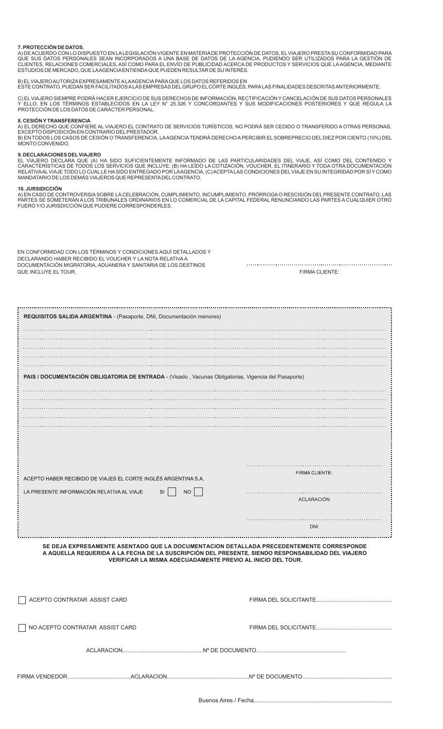**7. PROTECCIÓN DE DATOS.**

A) DE ACUERDO CON LO DISPUESTO EN LA LEGISLACIÓN VIGENTE EN MATERIA DE PROTECCIÓN DE DATOS, EL VIAJERO PRESTA SU CONFORMIDAD PARA QUE SUS DATOS PERSONALES SEAN INCORPORADOS A UNA BASE DE DATOS DE LA AGENCIA, PUDIENDO SER UTILIZADOS PARA LA GESTIÓN DE CLIENTES, RELACIONES COMERCIALES, ASÍ COMO PARA EL ENVÍO DE PUBLICIDAD ACERCA DE PRODUCTOS Y SERVICIOS QUE LA AGENCIA, MEDIANTE ESTUDIOS DE MERCADO, QUE LA AGENCIA ENTIENDA QUE PUEDEN RESULTAR DE SU INTERÉS.

B) EL VIAJERO AUTORIZA EXPRESAMENTE A LA AGENCIA PARA QUE LOS DATOS REFERIDOS EN ESTE CONTRATO, PUEDAN SER FACILITADOS A LAS EMPRESAS DEL GRUPO EL CORTE INGLÉS, PARA LAS FINALIDADES DESCRITAS ANTERIORMENTE.

C) EL VIAJERO SIEMPRE PODRÁ HACER EJERCICIO DE SUS DERECHOS DE INFORMACIÓN, RECTIFICACIÓN Y CANCELACIÓN DE SUS DATOS PERSONALES Y ELLO, EN LOS TÉRMINOS ESTABLECIDOS EN LA LEY N° 25.326 Y CONCORDANTES Y SUS MODIFICACIONES POSTERIORES Y QUE REGULA LA PROTECCIÓN DE LOS DATOS DE CARÁCTER PERSONAL.

**8. CESIÓN Y TRANSFERENCIA**

A) EL DERECHO QUE CONFIERE AL VIAJERO EL CONTRATO DE SERVICIOS TURÍSTICOS, NO PODRÁ SER CEDIDO O TRANSFERIDO A OTRAS PERSONAS, EXCEPTO DISPOSICIÓN EN CONTRARIO DEL PRESTADOR.

B) EN TODOS LOS CASOS DE CESIÓN O TRANSFERENCIA, LA AGENCIA TENDRÁ DERECHO A PERCIBIR EL SOBREPRECIO DEL DIEZ POR CIENTO (10%) DEL MONTO CONVENIDO.

**9. DECLARACIONES DEL VIAJERO**

EL VIAJERO DECLARA QUE (A) HA SIDO SUFICIENTEMENTE INFORMADO DE LAS PARTICULARIDADES DEL VIAJE, ASÍ COMO DEL CONTENIDO Y CARACTERÍSTICAS DE TODOS LOS SERVICIOS QUE INCLUYE; (B) HA LEÍDO LA COTIZACIÓN, VOUCHER, EL ITINERARIO Y TODA OTRA DOCUMENTACIÓN RELATIVA AL VIAJE TODO LO CUAL LE HA SIDO ENTREGADO POR LA AGENCIA, (C) ACEPTA LAS CONDICIONES DEL VIAJE EN SU INTEGRIDAD POR SÍ Y COMO MANDATARIO DE LOS DEMÁS VIAJEROS QUE REPRESENTA DEL CONTRATO.

**10. JURSIDICCIÓN**

A) EN CASO DE CONTROVERSIA SOBRE LA CELEBRACIÓN, CUMPLIMIENTO, INCUMPLIMIENTO, PRÓRROGA O RESCISIÓN DEL PRESENTE CONTRATO, LAS PARTES SE SOMETERÁN A LOS TRIBUNALES ORDINARIOS EN LO COMERCIAL DE LA CAPITAL FEDERAL RENUNCIANDO LAS PARTES A CUALQUIER OTRO FUERO Y/O JURISDICCIÓN QUE PUDIERE CORRESPONDERLES.

EN CONFORMIDAD CON LOS TÉRMINOS Y CONDICIONES AQUÍ DETALLADOS Y DECLARANDO HABER RECIBIDO EL VOUCHER Y LA NOTA RELATIVA A DOCUMENTACIÓN MIGRATORIA, ADUANERA Y SANITARIA DE LOS DESTINOS QUE INCLUYE EL TOUR.

....................................................................
FIRMA CLIENTE:

**REQUISITOS SALIDA ARGENTINA** - (Pasaporte, DNI, Documentación menores)

..........................................................................................................................................................................

..........................................................................................................................................................................

..........................................................................................................................................................................

..........................................................................................................................................................................

..........................................................................................................................................................................

**PAIS / DOCUMENTACIÓN OBLIGATORIA DE ENTRADA** - (Visado , Vacunas Obligatorias, Vigencia del Pasaporte)

..........................................................................................................................................................................

..........................................................................................................................................................................

..........................................................................................................................................................................

..........................................................................................................................................................................

..........................................................................................................................................................................

ACEPTO HABER RECIBIDO DE VIAJES EL CORTE INGLÉS ARGENTINA S.A.

LA PRESENTE INFORMACIÓN RELATIVA AL VIAJE SI ☐ NO ☐

....................................................................
FIRMA CLIENTE:

....................................................................
ACLARACIÓN

....................................................................
DNI

**SE DEJA EXPRESAMENTE ASENTADO QUE LA DOCUMENTACION DETALLADA PRECEDENTEMENTE CORRESPONDE A AQUELLA REQUERIDA A LA FECHA DE LA SUSCRIPCIÓN DEL PRESENTE, SIENDO RESPONSABILIDAD DEL VIAJERO VERIFICAR LA MISMA ADECUADAMENTE PREVIO AL INICIO DEL TOUR.**

☐ ACEPTO CONTRATAR ASSIST CARD FIRMA DEL SOLICITANTE.................................................

☐ NO ACEPTO CONTRATAR ASSIST CARD FIRMA DEL SOLICITANTE.................................................

ACLARACION....................................................Nº DE DOCUMENTO..........................................................

FIRMA VENDEDOR..........................................ACLARACION....................................................Nº DE DOCUMENTO..........................................................

Buenos Aires / Fecha........................................................................................